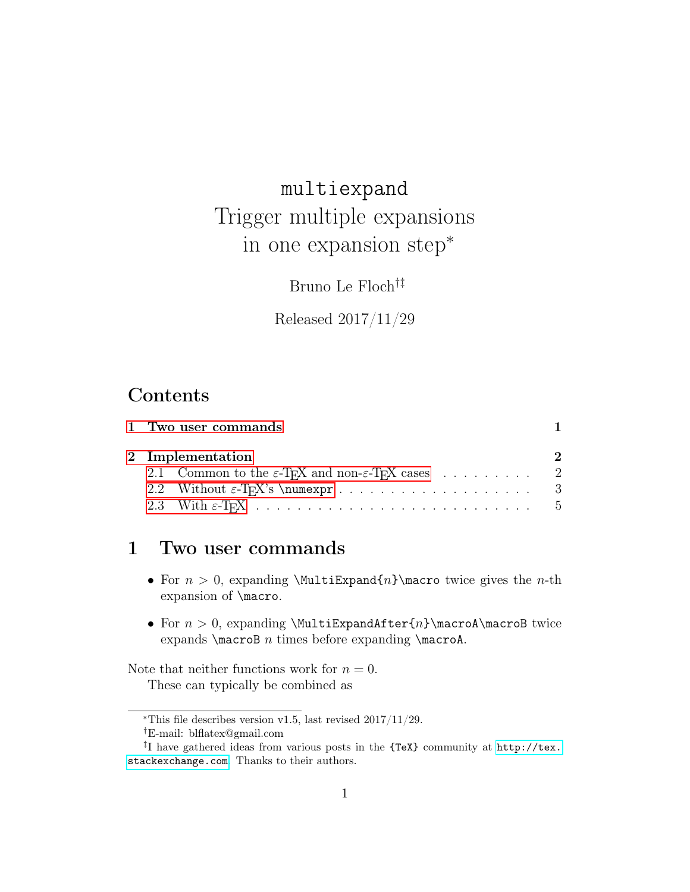# `multiexpand`
# Trigger multiple expansions in one expansion step*

Bruno Le Floch[†‡]

Released 2017/11/29

## Contents

**1 Two user commands** **1**

**2 Implementation** **2**

- 2.1 Common to the $\varepsilon$-TEX and non-$\varepsilon$-TEX cases . . . . . . . . . 2
- 2.2 Without $\varepsilon$-TEX's `\numexpr` . . . . . . . . . . . . . . . . . . . . 3
- 2.3 With $\varepsilon$-TEX . . . . . . . . . . . . . . . . . . . . . . . . . . . 5

## 1 Two user commands

- For $n > 0$, expanding `\MultiExpand{`$n$`}\macro` twice gives the $n$-th expansion of `\macro`.
- For $n > 0$, expanding `\MultiExpandAfter{`$n$`}\macroA\macroB` twice expands `\macroB` $n$ times before expanding `\macroA`.

Note that neither functions work for $n = 0$.

These can typically be combined as

---

*This file describes version v1.5, last revised 2017/11/29.

†E-mail: blflatex@gmail.com

‡I have gathered ideas from various posts in the `{TeX}` community at `http://tex.stackexchange.com`. Thanks to their authors.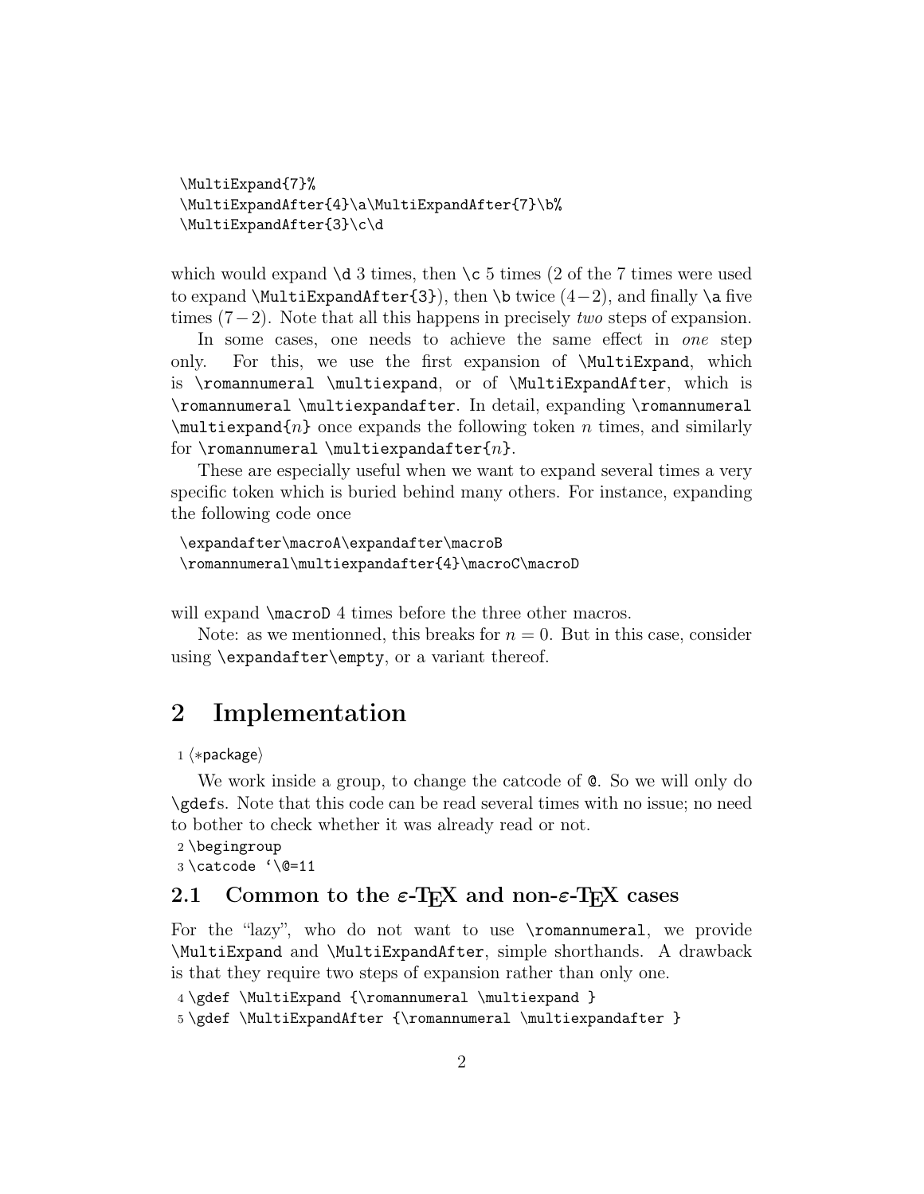```
\MultiExpand{7}%
\MultiExpandAfter{4}\a\MultiExpandAfter{7}\b%
\MultiExpandAfter{3}\c\d
```

which would expand `\d` 3 times, then `\c` 5 times (2 of the 7 times were used to expand `\MultiExpandAfter{3}`), then `\b` twice $(4-2)$, and finally `\a` five times $(7-2)$. Note that all this happens in precisely *two* steps of expansion.

In some cases, one needs to achieve the same effect in *one* step only. For this, we use the first expansion of `\MultiExpand`, which is `\romannumeral \multiexpand`, or of `\MultiExpandAfter`, which is `\romannumeral \multiexpandafter`. In detail, expanding `\romannumeral \multiexpand{`$n$`}` once expands the following token $n$ times, and similarly for `\romannumeral \multiexpandafter{`$n$`}`.

These are especially useful when we want to expand several times a very specific token which is buried behind many others. For instance, expanding the following code once

```
\expandafter\macroA\expandafter\macroB
\romannumeral\multiexpandafter{4}\macroC\macroD
```

will expand `\macroD` 4 times before the three other macros.

Note: as we mentionned, this breaks for $n = 0$. But in this case, consider using `\expandafter\empty`, or a variant thereof.

# 2 Implementation

```
1 <*package>
```

We work inside a group, to change the catcode of `@`. So we will only do `\gdef`s. Note that this code can be read several times with no issue; no need to bother to check whether it was already read or not.

```
2 \begingroup
3 \catcode `\@=11
```

## 2.1 Common to the ε-TEX and non-ε-TEX cases

For the "lazy", who do not want to use `\romannumeral`, we provide `\MultiExpand` and `\MultiExpandAfter`, simple shorthands. A drawback is that they require two steps of expansion rather than only one.

```
4 \gdef \MultiExpand {\romannumeral \multiexpand }
5 \gdef \MultiExpandAfter {\romannumeral \multiexpandafter }
```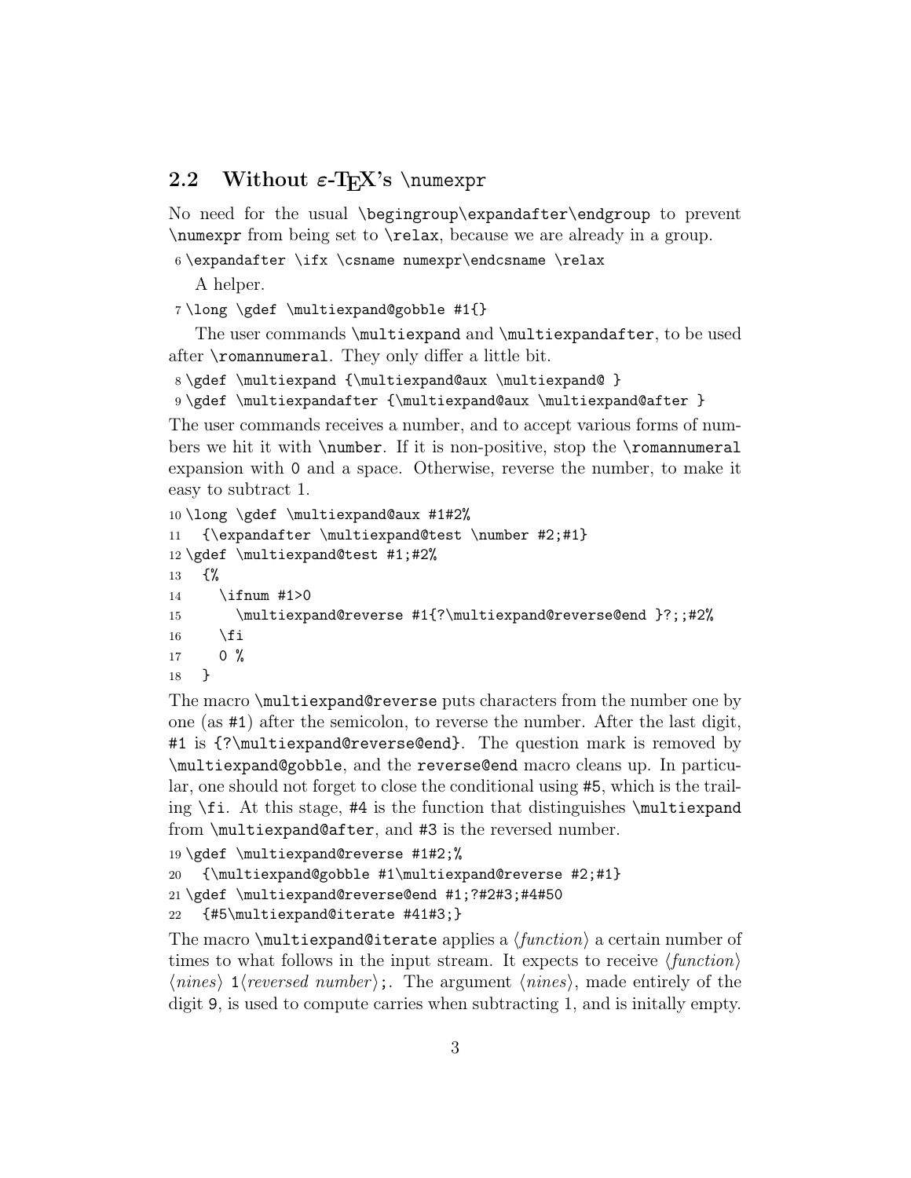## 2.2 Without ε-TeX's `\numexpr`

No need for the usual `\begingroup\expandafter\endgroup` to prevent `\numexpr` from being set to `\relax`, because we are already in a group.

```
6 \expandafter \ifx \csname numexpr\endcsname \relax
```

A helper.

```
7 \long \gdef \multiexpand@gobble #1{}
```

The user commands `\multiexpand` and `\multiexpandafter`, to be used after `\romannumeral`. They only differ a little bit.

```
8 \gdef \multiexpand {\multiexpand@aux \multiexpand@ }
9 \gdef \multiexpandafter {\multiexpand@aux \multiexpand@after }
```

The user commands receives a number, and to accept various forms of numbers we hit it with `\number`. If it is non-positive, stop the `\romannumeral` expansion with `0` and a space. Otherwise, reverse the number, to make it easy to subtract 1.

```
10 \long \gdef \multiexpand@aux #1#2%
11   {\expandafter \multiexpand@test \number #2;#1}
12 \gdef \multiexpand@test #1;#2%
13   {%
14     \ifnum #1>0
15       \multiexpand@reverse #1{?\multiexpand@reverse@end }?;;#2%
16     \fi
17     0 %
18   }
```

The macro `\multiexpand@reverse` puts characters from the number one by one (as `#1`) after the semicolon, to reverse the number. After the last digit, `#1` is `{?\multiexpand@reverse@end}`. The question mark is removed by `\multiexpand@gobble`, and the `reverse@end` macro cleans up. In particular, one should not forget to close the conditional using `#5`, which is the trailing `\fi`. At this stage, `#4` is the function that distinguishes `\multiexpand` from `\multiexpand@after`, and `#3` is the reversed number.

```
19 \gdef \multiexpand@reverse #1#2;%
20   {\multiexpand@gobble #1\multiexpand@reverse #2;#1}
21 \gdef \multiexpand@reverse@end #1;?#2#3;#4#50
22   {#5\multiexpand@iterate #41#3;}
```

The macro `\multiexpand@iterate` applies a ⟨*function*⟩ a certain number of times to what follows in the input stream. It expects to receive ⟨*function*⟩ ⟨*nines*⟩ `1`⟨*reversed number*⟩`;`. The argument ⟨*nines*⟩, made entirely of the digit `9`, is used to compute carries when subtracting 1, and is initally empty.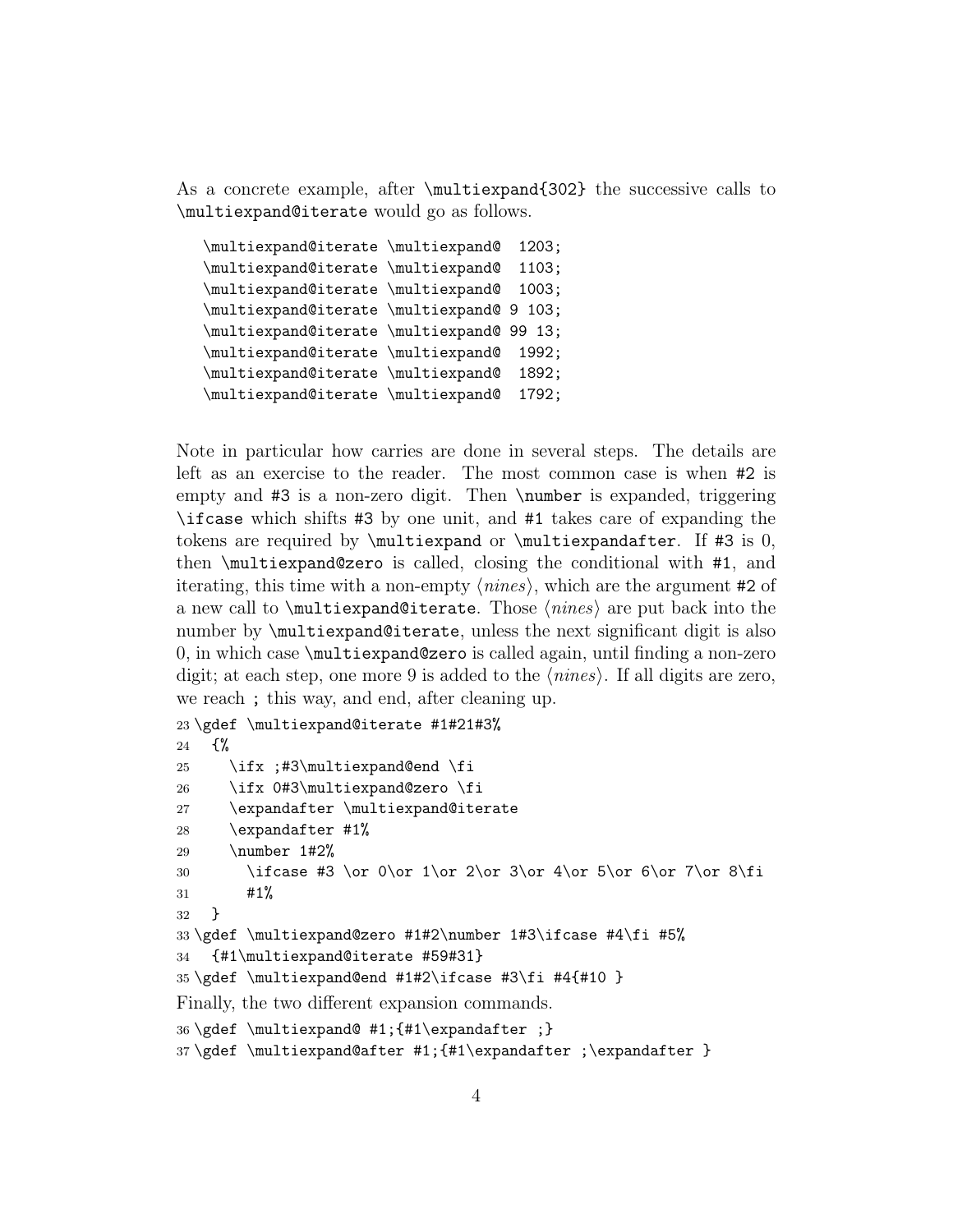As a concrete example, after `\multiexpand{302}` the successive calls to `\multiexpand@iterate` would go as follows.

```
\multiexpand@iterate \multiexpand@  1203;
\multiexpand@iterate \multiexpand@  1103;
\multiexpand@iterate \multiexpand@  1003;
\multiexpand@iterate \multiexpand@ 9 103;
\multiexpand@iterate \multiexpand@ 99 13;
\multiexpand@iterate \multiexpand@  1992;
\multiexpand@iterate \multiexpand@  1892;
\multiexpand@iterate \multiexpand@  1792;
```

Note in particular how carries are done in several steps. The details are left as an exercise to the reader. The most common case is when `#2` is empty and `#3` is a non-zero digit. Then `\number` is expanded, triggering `\ifcase` which shifts `#3` by one unit, and `#1` takes care of expanding the tokens are required by `\multiexpand` or `\multiexpandafter`. If `#3` is 0, then `\multiexpand@zero` is called, closing the conditional with `#1`, and iterating, this time with a non-empty ⟨*nines*⟩, which are the argument `#2` of a new call to `\multiexpand@iterate`. Those ⟨*nines*⟩ are put back into the number by `\multiexpand@iterate`, unless the next significant digit is also 0, in which case `\multiexpand@zero` is called again, until finding a non-zero digit; at each step, one more 9 is added to the ⟨*nines*⟩. If all digits are zero, we reach `;` this way, and end, after cleaning up.

```
23 \gdef \multiexpand@iterate #1#21#3%
24   {%
25     \ifx ;#3\multiexpand@end \fi
26     \ifx 0#3\multiexpand@zero \fi
27     \expandafter \multiexpand@iterate
28     \expandafter #1%
29     \number 1#2%
30       \ifcase #3 \or 0\or 1\or 2\or 3\or 4\or 5\or 6\or 7\or 8\fi
31       #1%
32   }
33 \gdef \multiexpand@zero #1#2\number 1#3\ifcase #4\fi #5%
34   {#1\multiexpand@iterate #59#31}
35 \gdef \multiexpand@end #1#2\ifcase #3\fi #4{#10 }
```

Finally, the two different expansion commands.

```
36 \gdef \multiexpand@ #1;{#1\expandafter ;}
37 \gdef \multiexpand@after #1;{#1\expandafter ;\expandafter }
```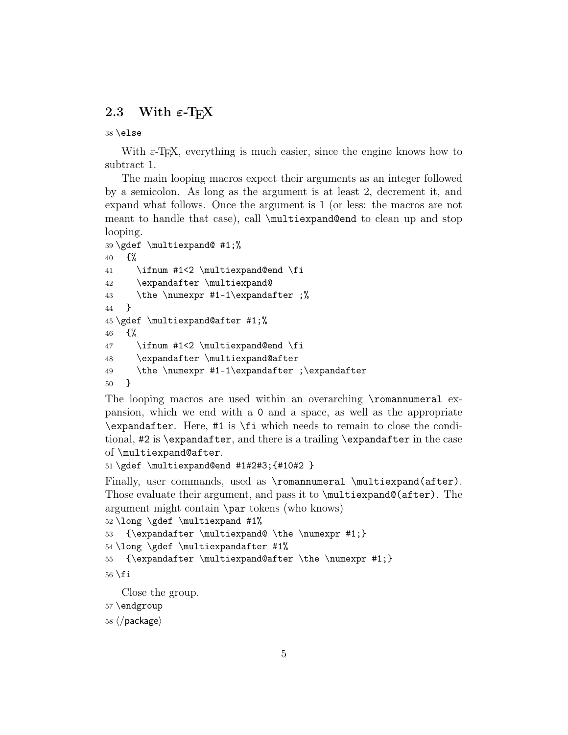## 2.3 With ε-TEX

```
38 \else
```

With ε-TEX, everything is much easier, since the engine knows how to subtract 1.

The main looping macros expect their arguments as an integer followed by a semicolon. As long as the argument is at least 2, decrement it, and expand what follows. Once the argument is 1 (or less: the macros are not meant to handle that case), call `\multiexpand@end` to clean up and stop looping.

```
39 \gdef \multiexpand@ #1;%
40   {%
41     \ifnum #1<2 \multiexpand@end \fi
42     \expandafter \multiexpand@
43     \the \numexpr #1-1\expandafter ;%
44   }
45 \gdef \multiexpand@after #1;%
46   {%
47     \ifnum #1<2 \multiexpand@end \fi
48     \expandafter \multiexpand@after
49     \the \numexpr #1-1\expandafter ;\expandafter
50   }
```

The looping macros are used within an overarching `\romannumeral` expansion, which we end with a 0 and a space, as well as the appropriate `\expandafter`. Here, `#1` is `\fi` which needs to remain to close the conditional, `#2` is `\expandafter`, and there is a trailing `\expandafter` in the case of `\multiexpand@after`.

```
51 \gdef \multiexpand@end #1#2#3;{#10#2 }
```

Finally, user commands, used as `\romannumeral \multiexpand(after)`. Those evaluate their argument, and pass it to `\multiexpand@(after)`. The argument might contain `\par` tokens (who knows)

```
52 \long \gdef \multiexpand #1%
53   {\expandafter \multiexpand@ \the \numexpr #1;}
54 \long \gdef \multiexpandafter #1%
55   {\expandafter \multiexpand@after \the \numexpr #1;}
56 \fi
```

Close the group.

```
57 \endgroup
58 ⟨/package⟩
```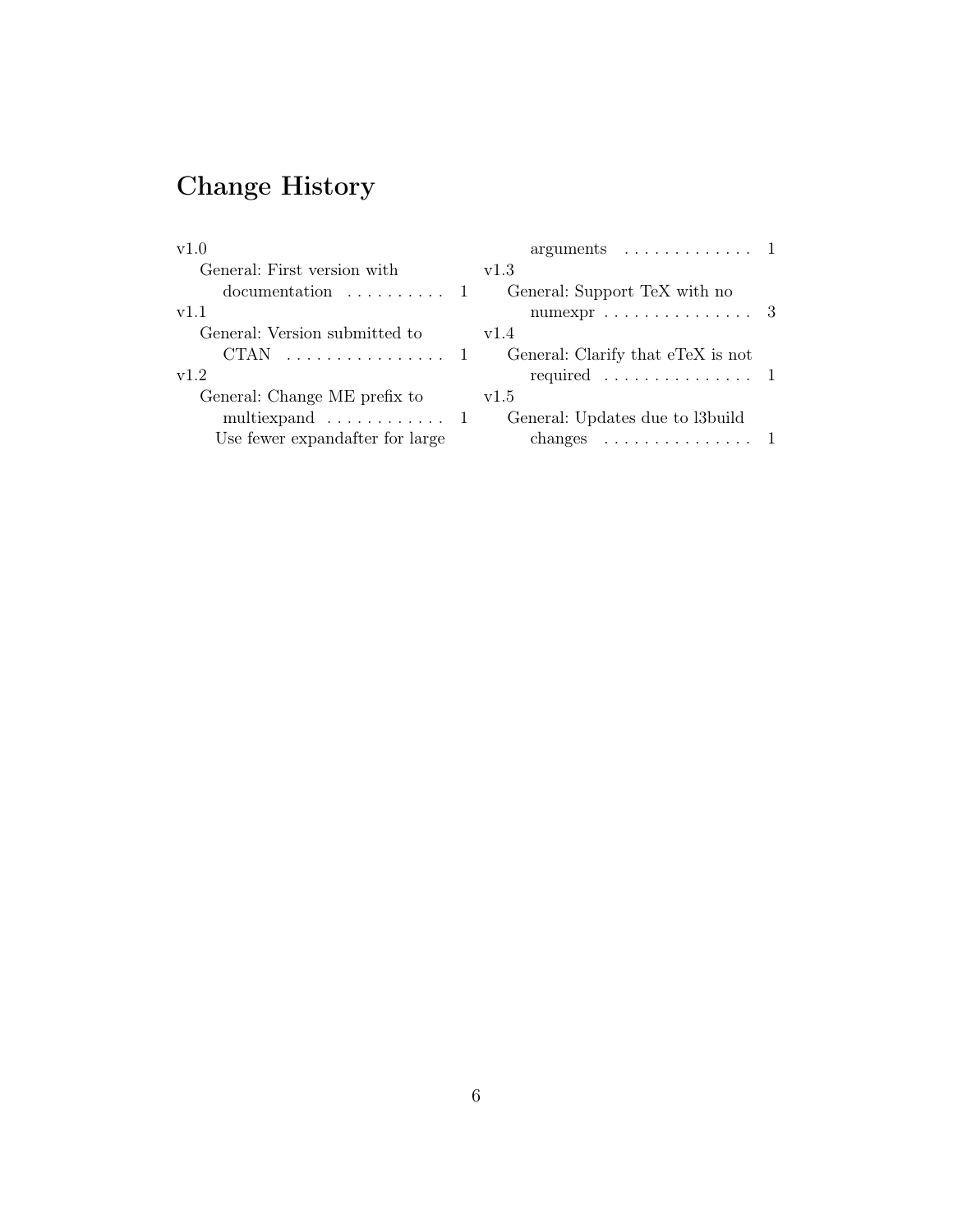## Change History

v1.0

General: First version with documentation . . . . . . . . . . 1

v1.1

General: Version submitted to CTAN . . . . . . . . . . . . . . . . 1

v1.2

General: Change ME prefix to multiexpand . . . . . . . . . . . . 1

Use fewer expandafter for large arguments . . . . . . . . . . . . . 1

v1.3

General: Support TeX with no numexpr . . . . . . . . . . . . . . . 3

v1.4

General: Clarify that eTeX is not required . . . . . . . . . . . . . . . 1

v1.5

General: Updates due to l3build changes . . . . . . . . . . . . . . . 1